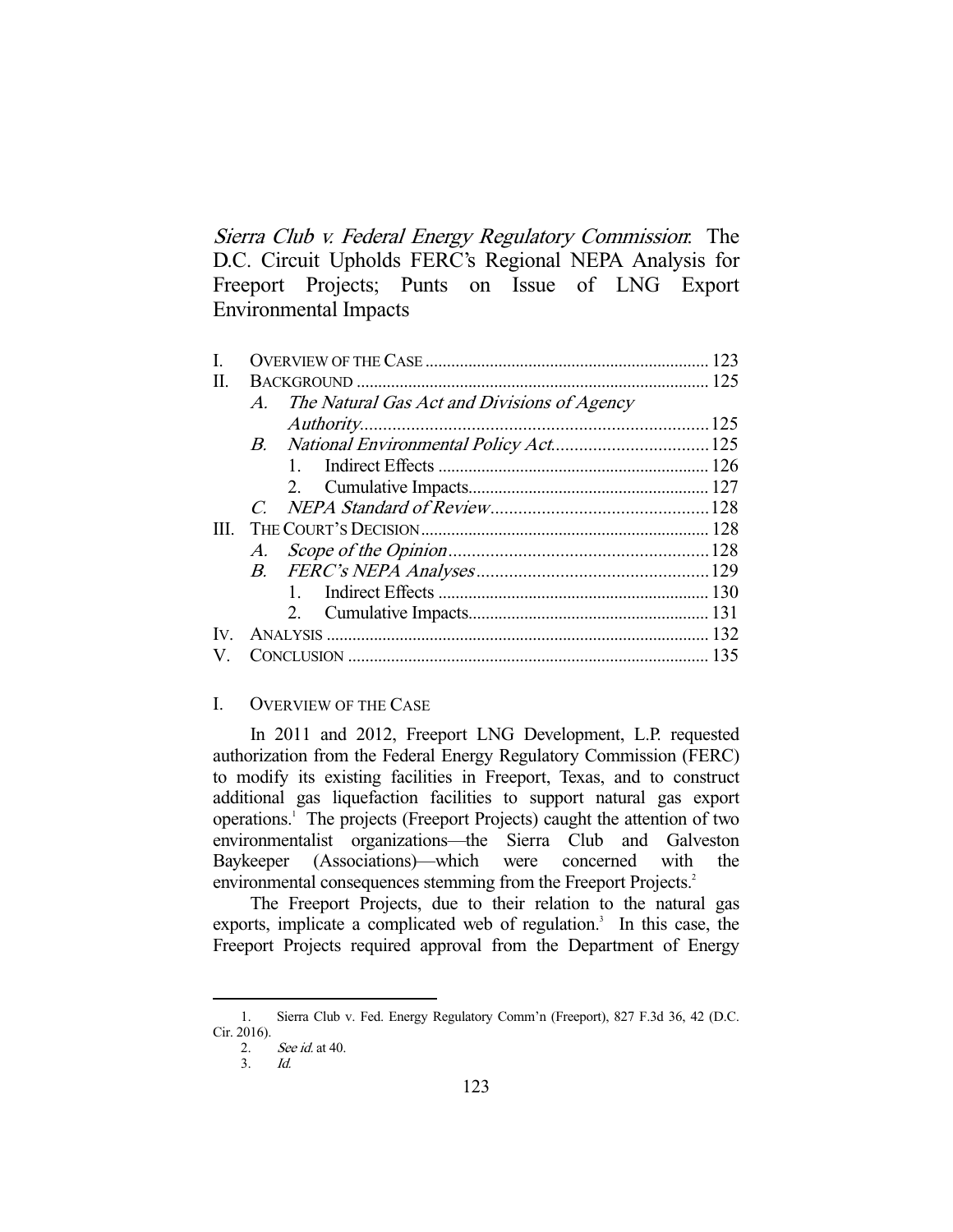# *Sierra Club v. Federal Energy Regulatory Commission*: The D.C. Circuit Upholds FERC's Regional NEPA Analysis for Freeport Projects; Punts on Issue of LNG Export Environmental Impacts

I. OVERVIEW OF THE CASE ........................................................ 123
II. BACKGROUND ........................................................ 125
  A. *The Natural Gas Act and Divisions of Agency Authority* ........................................................ 125
  B. *National Environmental Policy Act* ........................................................ 125
    1. Indirect Effects ........................................................ 126
    2. Cumulative Impacts ........................................................ 127
  C. *NEPA Standard of Review* ........................................................ 128
III. THE COURT'S DECISION ........................................................ 128
  A. *Scope of the Opinion* ........................................................ 128
  B. *FERC's NEPA Analyses* ........................................................ 129
    1. Indirect Effects ........................................................ 130
    2. Cumulative Impacts ........................................................ 131
IV. ANALYSIS ........................................................ 132
V. CONCLUSION ........................................................ 135

## I. OVERVIEW OF THE CASE

In 2011 and 2012, Freeport LNG Development, L.P. requested authorization from the Federal Energy Regulatory Commission (FERC) to modify its existing facilities in Freeport, Texas, and to construct additional gas liquefaction facilities to support natural gas export operations.[1] The projects (Freeport Projects) caught the attention of two environmentalist organizations—the Sierra Club and Galveston Baykeeper (Associations)—which were concerned with the environmental consequences stemming from the Freeport Projects.[2]

The Freeport Projects, due to their relation to the natural gas exports, implicate a complicated web of regulation.[3] In this case, the Freeport Projects required approval from the Department of Energy

---

1. Sierra Club v. Fed. Energy Regulatory Comm'n (Freeport), 827 F.3d 36, 42 (D.C. Cir. 2016).
2. *See id.* at 40.
3. *Id.*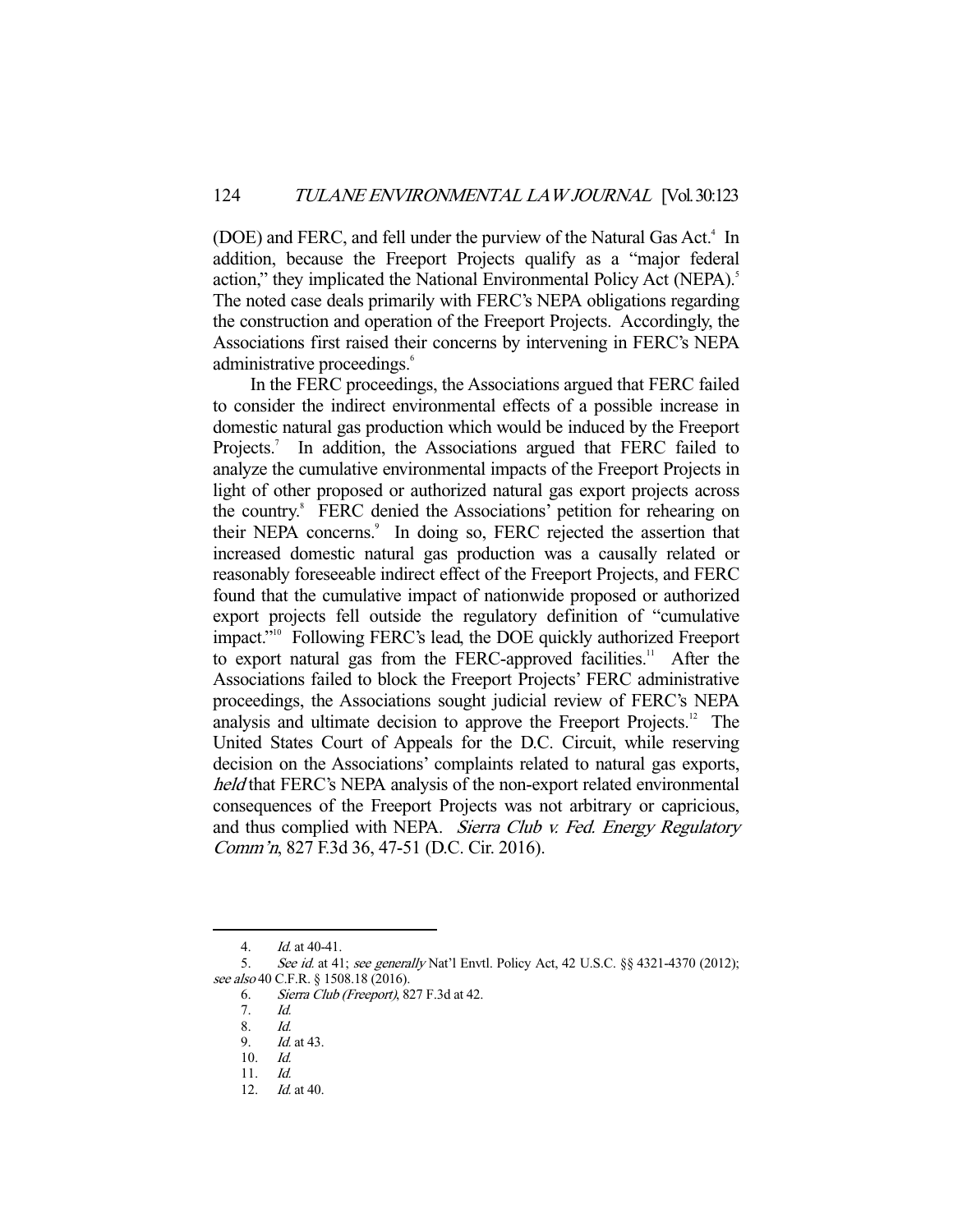(DOE) and FERC, and fell under the purview of the Natural Gas Act.[4] In addition, because the Freeport Projects qualify as a "major federal action," they implicated the National Environmental Policy Act (NEPA).[5] The noted case deals primarily with FERC's NEPA obligations regarding the construction and operation of the Freeport Projects. Accordingly, the Associations first raised their concerns by intervening in FERC's NEPA administrative proceedings.[6]

In the FERC proceedings, the Associations argued that FERC failed to consider the indirect environmental effects of a possible increase in domestic natural gas production which would be induced by the Freeport Projects.[7] In addition, the Associations argued that FERC failed to analyze the cumulative environmental impacts of the Freeport Projects in light of other proposed or authorized natural gas export projects across the country.[8] FERC denied the Associations' petition for rehearing on their NEPA concerns.[9] In doing so, FERC rejected the assertion that increased domestic natural gas production was a causally related or reasonably foreseeable indirect effect of the Freeport Projects, and FERC found that the cumulative impact of nationwide proposed or authorized export projects fell outside the regulatory definition of "cumulative impact."[10] Following FERC's lead, the DOE quickly authorized Freeport to export natural gas from the FERC-approved facilities.[11] After the Associations failed to block the Freeport Projects' FERC administrative proceedings, the Associations sought judicial review of FERC's NEPA analysis and ultimate decision to approve the Freeport Projects.[12] The United States Court of Appeals for the D.C. Circuit, while reserving decision on the Associations' complaints related to natural gas exports, *held* that FERC's NEPA analysis of the non-export related environmental consequences of the Freeport Projects was not arbitrary or capricious, and thus complied with NEPA. *Sierra Club v. Fed. Energy Regulatory Comm'n*, 827 F.3d 36, 47-51 (D.C. Cir. 2016).

---

4. *Id.* at 40-41.
5. *See id.* at 41; *see generally* Nat'l Envtl. Policy Act, 42 U.S.C. §§ 4321-4370 (2012); *see also* 40 C.F.R. § 1508.18 (2016).
6. *Sierra Club (Freeport)*, 827 F.3d at 42.
7. *Id.*
8. *Id.*
9. *Id.* at 43.
10. *Id.*
11. *Id.*
12. *Id.* at 40.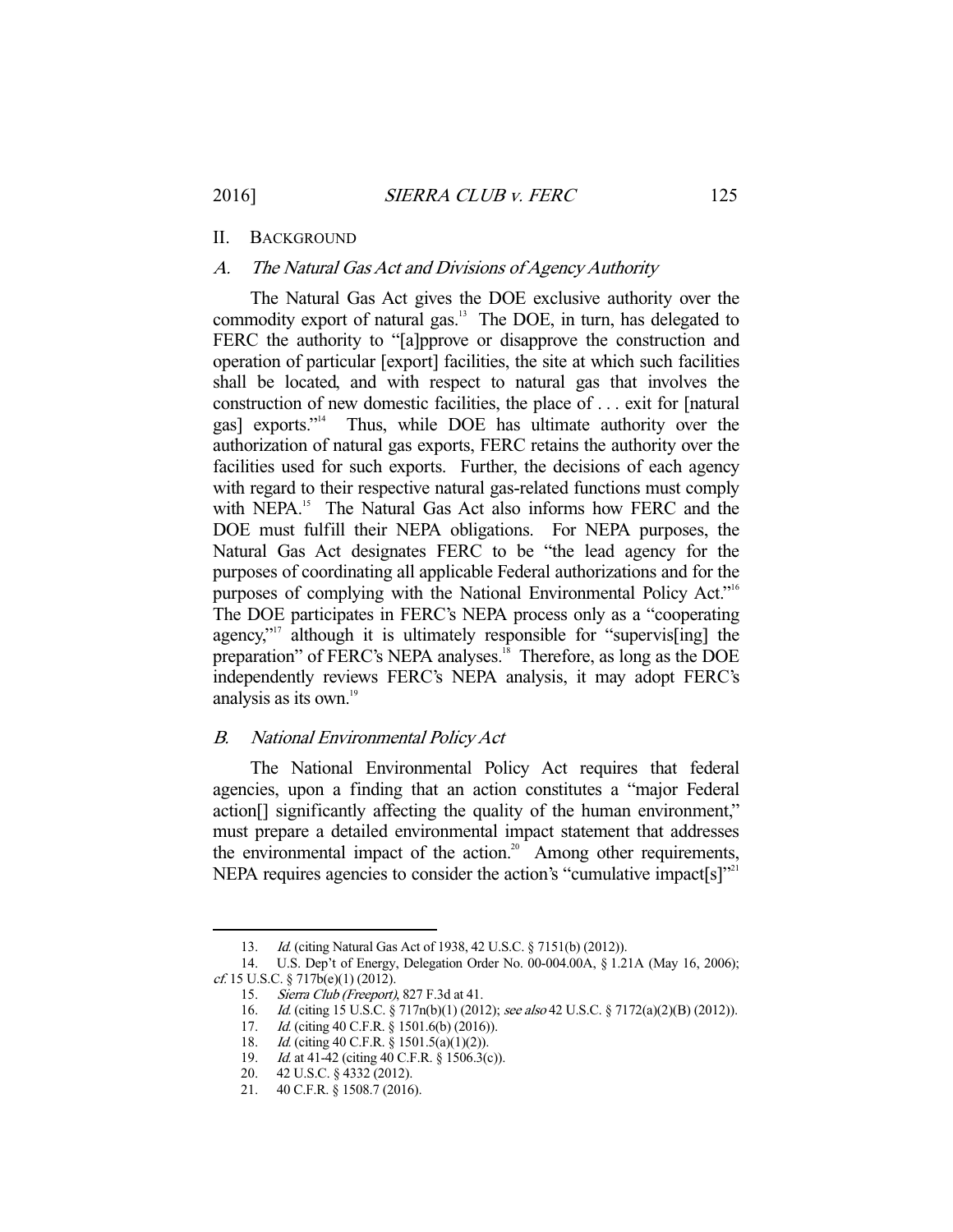## II. BACKGROUND

### A. *The Natural Gas Act and Divisions of Agency Authority*

The Natural Gas Act gives the DOE exclusive authority over the commodity export of natural gas.[13] The DOE, in turn, has delegated to FERC the authority to "[a]pprove or disapprove the construction and operation of particular [export] facilities, the site at which such facilities shall be located, and with respect to natural gas that involves the construction of new domestic facilities, the place of . . . exit for [natural gas] exports."[14] Thus, while DOE has ultimate authority over the authorization of natural gas exports, FERC retains the authority over the facilities used for such exports. Further, the decisions of each agency with regard to their respective natural gas-related functions must comply with NEPA.[15] The Natural Gas Act also informs how FERC and the DOE must fulfill their NEPA obligations. For NEPA purposes, the Natural Gas Act designates FERC to be "the lead agency for the purposes of coordinating all applicable Federal authorizations and for the purposes of complying with the National Environmental Policy Act."[16] The DOE participates in FERC's NEPA process only as a "cooperating agency,"[17] although it is ultimately responsible for "supervis[ing] the preparation" of FERC's NEPA analyses.[18] Therefore, as long as the DOE independently reviews FERC's NEPA analysis, it may adopt FERC's analysis as its own.[19]

### B. *National Environmental Policy Act*

The National Environmental Policy Act requires that federal agencies, upon a finding that an action constitutes a "major Federal action[] significantly affecting the quality of the human environment," must prepare a detailed environmental impact statement that addresses the environmental impact of the action.[20] Among other requirements, NEPA requires agencies to consider the action's "cumulative impact[s]"[21]

---

13. *Id.* (citing Natural Gas Act of 1938, 42 U.S.C. § 7151(b) (2012)).

14. U.S. Dep't of Energy, Delegation Order No. 00-004.00A, § 1.21A (May 16, 2006); *cf.* 15 U.S.C. § 717b(e)(1) (2012).

15. *Sierra Club (Freeport)*, 827 F.3d at 41.

16. *Id.* (citing 15 U.S.C. § 717n(b)(1) (2012); *see also* 42 U.S.C. § 7172(a)(2)(B) (2012)).

17. *Id.* (citing 40 C.F.R. § 1501.6(b) (2016)).

18. *Id.* (citing 40 C.F.R. § 1501.5(a)(1)(2)).

19. *Id.* at 41-42 (citing 40 C.F.R. § 1506.3(c)).

20. 42 U.S.C. § 4332 (2012).

21. 40 C.F.R. § 1508.7 (2016).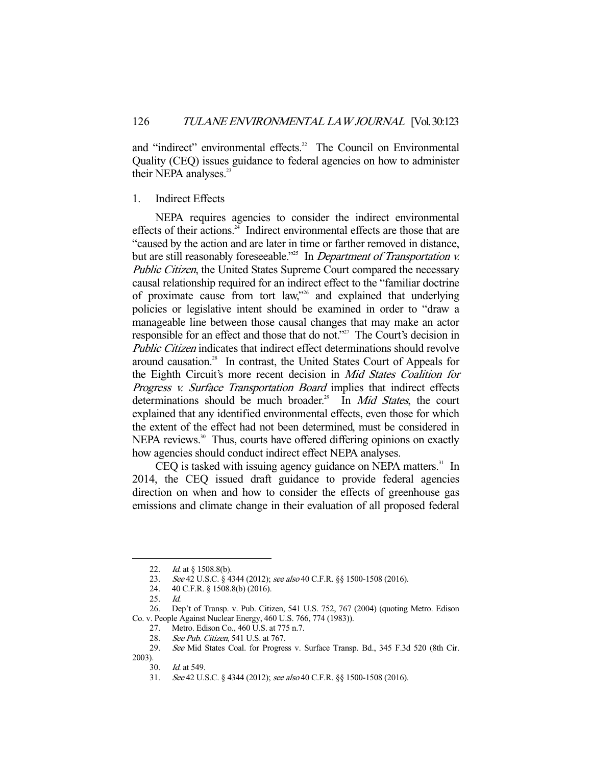and "indirect" environmental effects.[22] The Council on Environmental Quality (CEQ) issues guidance to federal agencies on how to administer their NEPA analyses.[23]

### 1. Indirect Effects

NEPA requires agencies to consider the indirect environmental effects of their actions.[24] Indirect environmental effects are those that are "caused by the action and are later in time or farther removed in distance, but are still reasonably foreseeable."[25] In *Department of Transportation v. Public Citizen*, the United States Supreme Court compared the necessary causal relationship required for an indirect effect to the "familiar doctrine of proximate cause from tort law,"[26] and explained that underlying policies or legislative intent should be examined in order to "draw a manageable line between those causal changes that may make an actor responsible for an effect and those that do not."[27] The Court's decision in *Public Citizen* indicates that indirect effect determinations should revolve around causation.[28] In contrast, the United States Court of Appeals for the Eighth Circuit's more recent decision in *Mid States Coalition for Progress v. Surface Transportation Board* implies that indirect effects determinations should be much broader.[29] In *Mid States*, the court explained that any identified environmental effects, even those for which the extent of the effect had not been determined, must be considered in NEPA reviews.[30] Thus, courts have offered differing opinions on exactly how agencies should conduct indirect effect NEPA analyses.

CEQ is tasked with issuing agency guidance on NEPA matters.[31] In 2014, the CEQ issued draft guidance to provide federal agencies direction on when and how to consider the effects of greenhouse gas emissions and climate change in their evaluation of all proposed federal

---

22. *Id.* at § 1508.8(b).
23. *See* 42 U.S.C. § 4344 (2012); *see also* 40 C.F.R. §§ 1500-1508 (2016).
24. 40 C.F.R. § 1508.8(b) (2016).
25. *Id.*
26. Dep't of Transp. v. Pub. Citizen, 541 U.S. 752, 767 (2004) (quoting Metro. Edison Co. v. People Against Nuclear Energy, 460 U.S. 766, 774 (1983)).
27. Metro. Edison Co., 460 U.S. at 775 n.7.
28. *See Pub. Citizen*, 541 U.S. at 767.
29. *See* Mid States Coal. for Progress v. Surface Transp. Bd., 345 F.3d 520 (8th Cir. 2003).
30. *Id.* at 549.
31. *See* 42 U.S.C. § 4344 (2012); *see also* 40 C.F.R. §§ 1500-1508 (2016).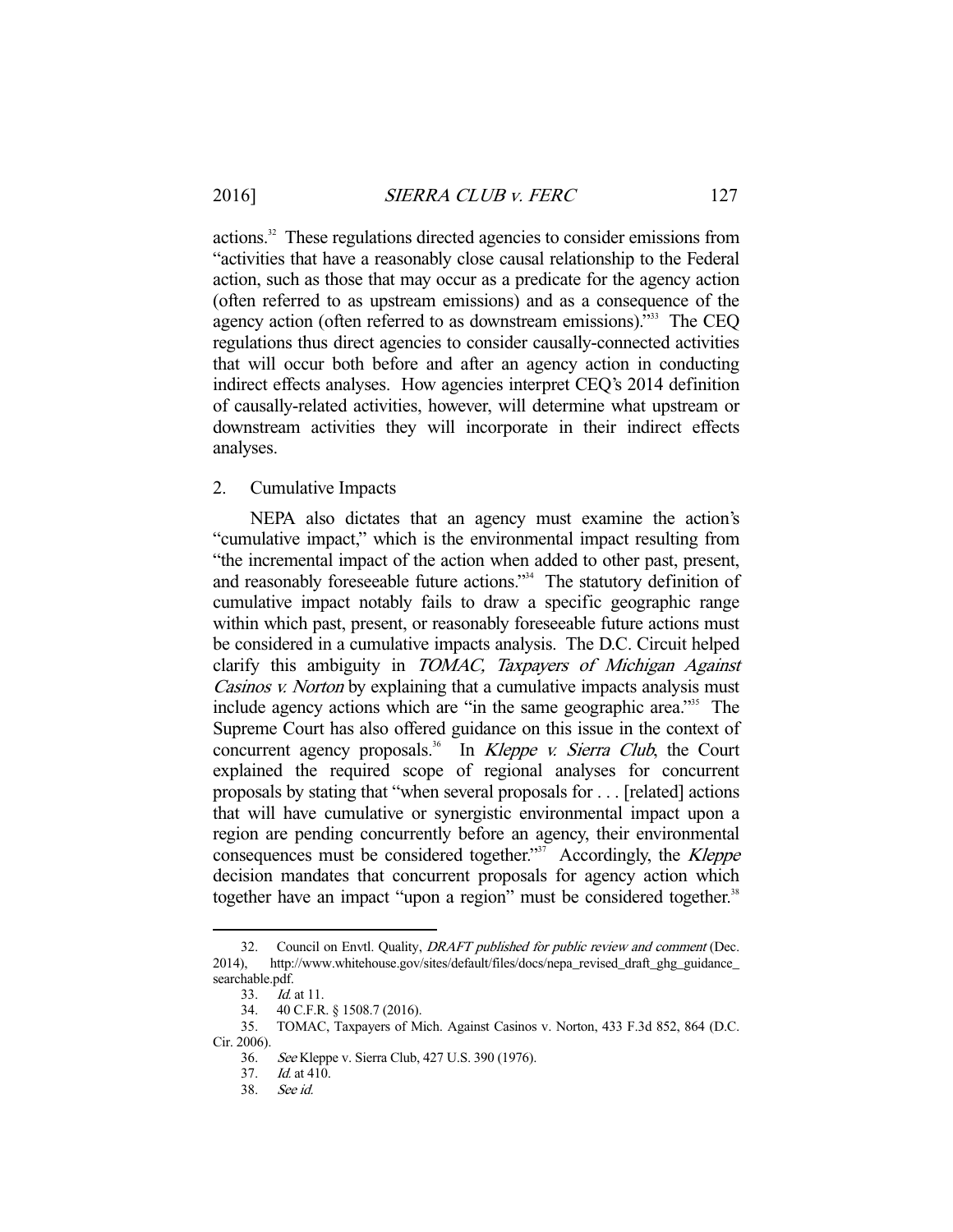actions.[32] These regulations directed agencies to consider emissions from "activities that have a reasonably close causal relationship to the Federal action, such as those that may occur as a predicate for the agency action (often referred to as upstream emissions) and as a consequence of the agency action (often referred to as downstream emissions)."[33] The CEQ regulations thus direct agencies to consider causally-connected activities that will occur both before and after an agency action in conducting indirect effects analyses. How agencies interpret CEQ's 2014 definition of causally-related activities, however, will determine what upstream or downstream activities they will incorporate in their indirect effects analyses.

### 2. Cumulative Impacts

NEPA also dictates that an agency must examine the action's "cumulative impact," which is the environmental impact resulting from "the incremental impact of the action when added to other past, present, and reasonably foreseeable future actions."[34] The statutory definition of cumulative impact notably fails to draw a specific geographic range within which past, present, or reasonably foreseeable future actions must be considered in a cumulative impacts analysis. The D.C. Circuit helped clarify this ambiguity in *TOMAC, Taxpayers of Michigan Against Casinos v. Norton* by explaining that a cumulative impacts analysis must include agency actions which are "in the same geographic area."[35] The Supreme Court has also offered guidance on this issue in the context of concurrent agency proposals.[36] In *Kleppe v. Sierra Club*, the Court explained the required scope of regional analyses for concurrent proposals by stating that "when several proposals for . . . [related] actions that will have cumulative or synergistic environmental impact upon a region are pending concurrently before an agency, their environmental consequences must be considered together."[37] Accordingly, the *Kleppe* decision mandates that concurrent proposals for agency action which together have an impact "upon a region" must be considered together.[38]

---

32. Council on Envtl. Quality, *DRAFT published for public review and comment* (Dec. 2014), http://www.whitehouse.gov/sites/default/files/docs/nepa_revised_draft_ghg_guidance_searchable.pdf.

33. *Id.* at 11.

34. 40 C.F.R. § 1508.7 (2016).

35. TOMAC, Taxpayers of Mich. Against Casinos v. Norton, 433 F.3d 852, 864 (D.C. Cir. 2006).

36. *See* Kleppe v. Sierra Club, 427 U.S. 390 (1976).

37. *Id.* at 410.

38. *See id.*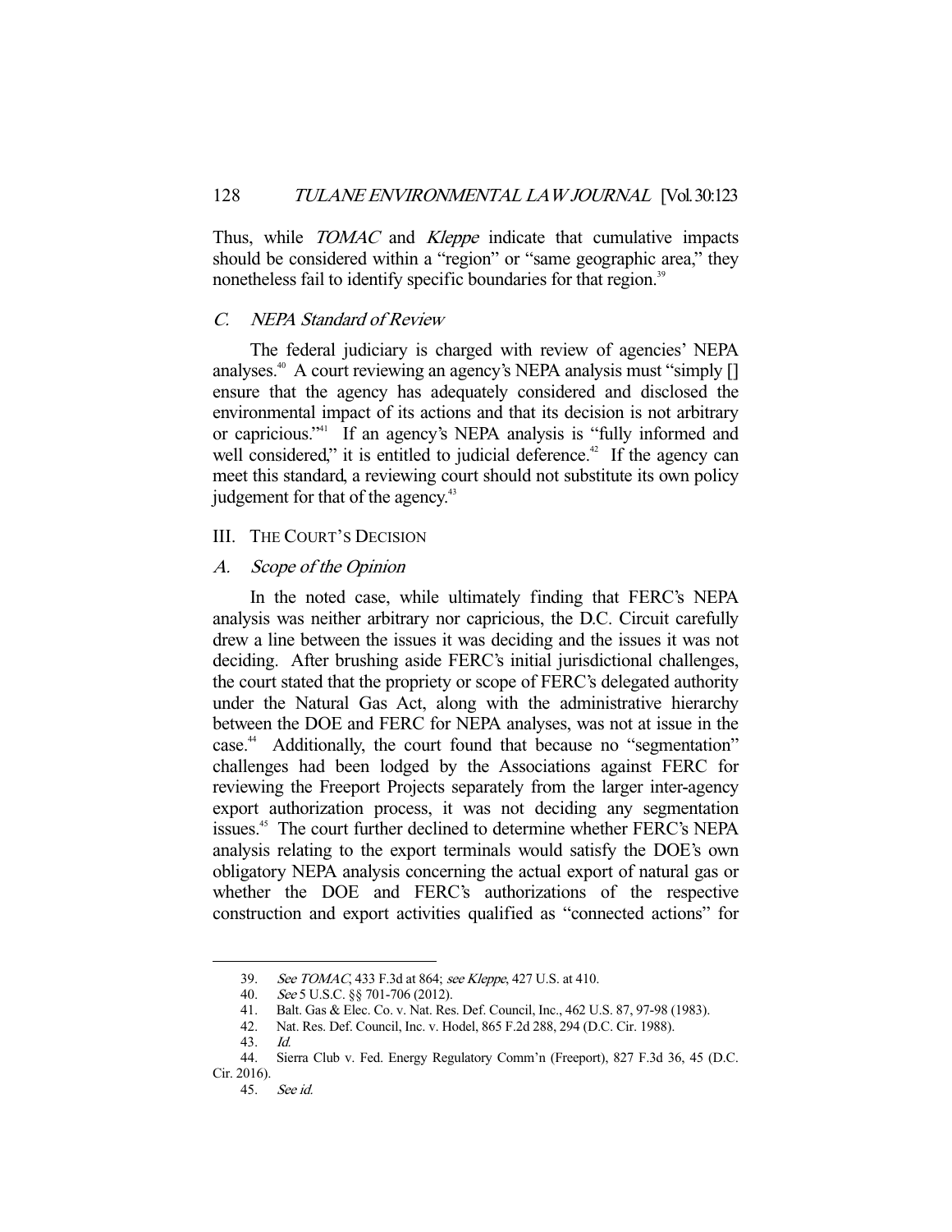Thus, while *TOMAC* and *Kleppe* indicate that cumulative impacts should be considered within a "region" or "same geographic area," they nonetheless fail to identify specific boundaries for that region.[39]

### C. NEPA Standard of Review

The federal judiciary is charged with review of agencies' NEPA analyses.[40] A court reviewing an agency's NEPA analysis must "simply [] ensure that the agency has adequately considered and disclosed the environmental impact of its actions and that its decision is not arbitrary or capricious."[41] If an agency's NEPA analysis is "fully informed and well considered," it is entitled to judicial deference.[42] If the agency can meet this standard, a reviewing court should not substitute its own policy judgement for that of the agency.[43]

## III. The Court's Decision

### A. Scope of the Opinion

In the noted case, while ultimately finding that FERC's NEPA analysis was neither arbitrary nor capricious, the D.C. Circuit carefully drew a line between the issues it was deciding and the issues it was not deciding. After brushing aside FERC's initial jurisdictional challenges, the court stated that the propriety or scope of FERC's delegated authority under the Natural Gas Act, along with the administrative hierarchy between the DOE and FERC for NEPA analyses, was not at issue in the case.[44] Additionally, the court found that because no "segmentation" challenges had been lodged by the Associations against FERC for reviewing the Freeport Projects separately from the larger inter-agency export authorization process, it was not deciding any segmentation issues.[45] The court further declined to determine whether FERC's NEPA analysis relating to the export terminals would satisfy the DOE's own obligatory NEPA analysis concerning the actual export of natural gas or whether the DOE and FERC's authorizations of the respective construction and export activities qualified as "connected actions" for

---

39. *See TOMAC*, 433 F.3d at 864; *see Kleppe*, 427 U.S. at 410.

40. *See* 5 U.S.C. §§ 701-706 (2012).

41. Balt. Gas & Elec. Co. v. Nat. Res. Def. Council, Inc., 462 U.S. 87, 97-98 (1983).

42. Nat. Res. Def. Council, Inc. v. Hodel, 865 F.2d 288, 294 (D.C. Cir. 1988).

43. *Id.*

44. Sierra Club v. Fed. Energy Regulatory Comm'n (Freeport), 827 F.3d 36, 45 (D.C. Cir. 2016).

45. *See id.*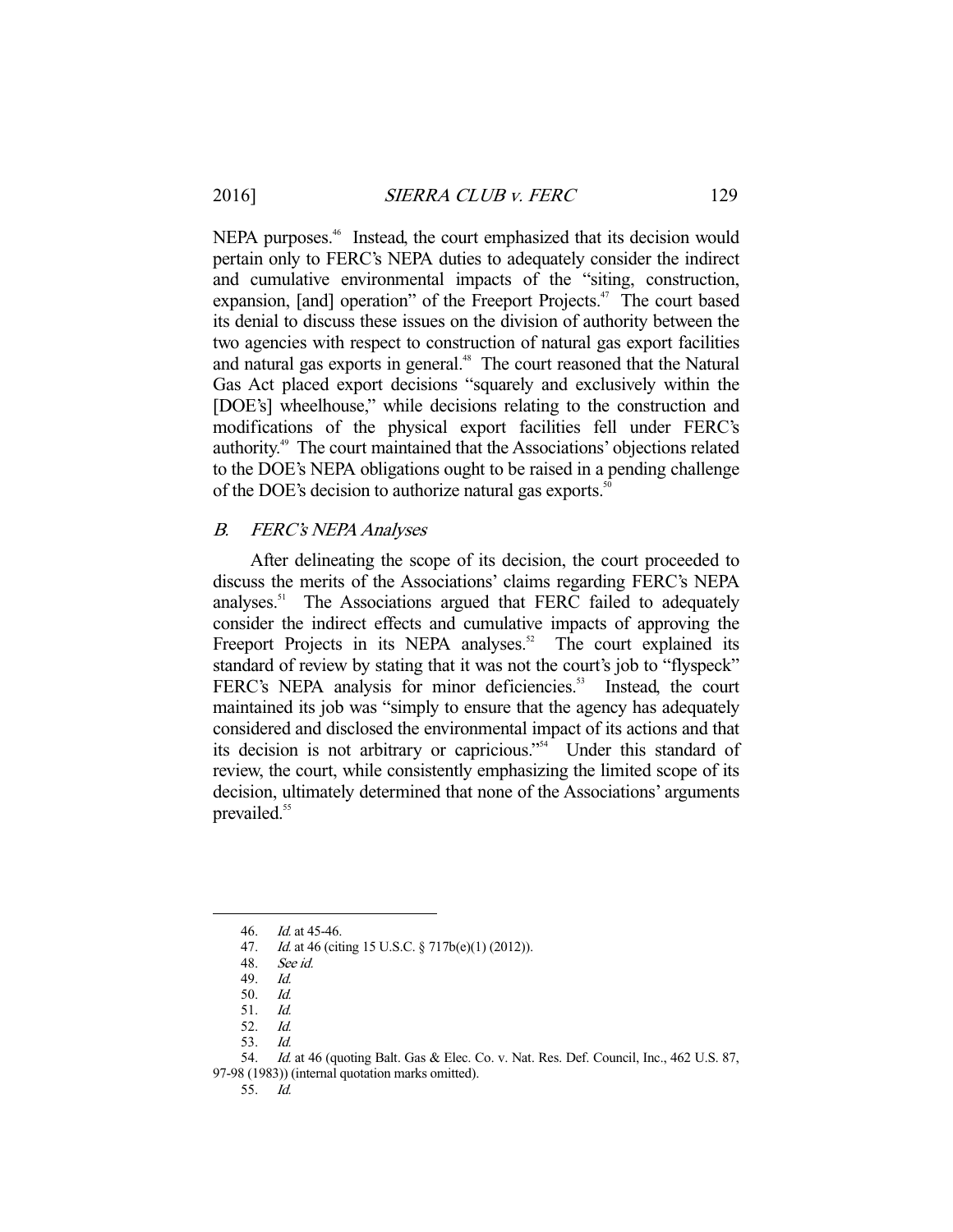NEPA purposes.[46] Instead, the court emphasized that its decision would pertain only to FERC's NEPA duties to adequately consider the indirect and cumulative environmental impacts of the "siting, construction, expansion, [and] operation" of the Freeport Projects.[47] The court based its denial to discuss these issues on the division of authority between the two agencies with respect to construction of natural gas export facilities and natural gas exports in general.[48] The court reasoned that the Natural Gas Act placed export decisions "squarely and exclusively within the [DOE's] wheelhouse," while decisions relating to the construction and modifications of the physical export facilities fell under FERC's authority.[49] The court maintained that the Associations' objections related to the DOE's NEPA obligations ought to be raised in a pending challenge of the DOE's decision to authorize natural gas exports.[50]

### B. *FERC's NEPA Analyses*

After delineating the scope of its decision, the court proceeded to discuss the merits of the Associations' claims regarding FERC's NEPA analyses.[51] The Associations argued that FERC failed to adequately consider the indirect effects and cumulative impacts of approving the Freeport Projects in its NEPA analyses.[52] The court explained its standard of review by stating that it was not the court's job to "flyspeck" FERC's NEPA analysis for minor deficiencies.[53] Instead, the court maintained its job was "simply to ensure that the agency has adequately considered and disclosed the environmental impact of its actions and that its decision is not arbitrary or capricious."[54] Under this standard of review, the court, while consistently emphasizing the limited scope of its decision, ultimately determined that none of the Associations' arguments prevailed.[55]

---

46. *Id.* at 45-46.
47. *Id.* at 46 (citing 15 U.S.C. § 717b(e)(1) (2012)).
48. *See id.*
49. *Id.*
50. *Id.*
51. *Id.*
52. *Id.*
53. *Id.*
54. *Id.* at 46 (quoting Balt. Gas & Elec. Co. v. Nat. Res. Def. Council, Inc., 462 U.S. 87, 97-98 (1983)) (internal quotation marks omitted).
55. *Id.*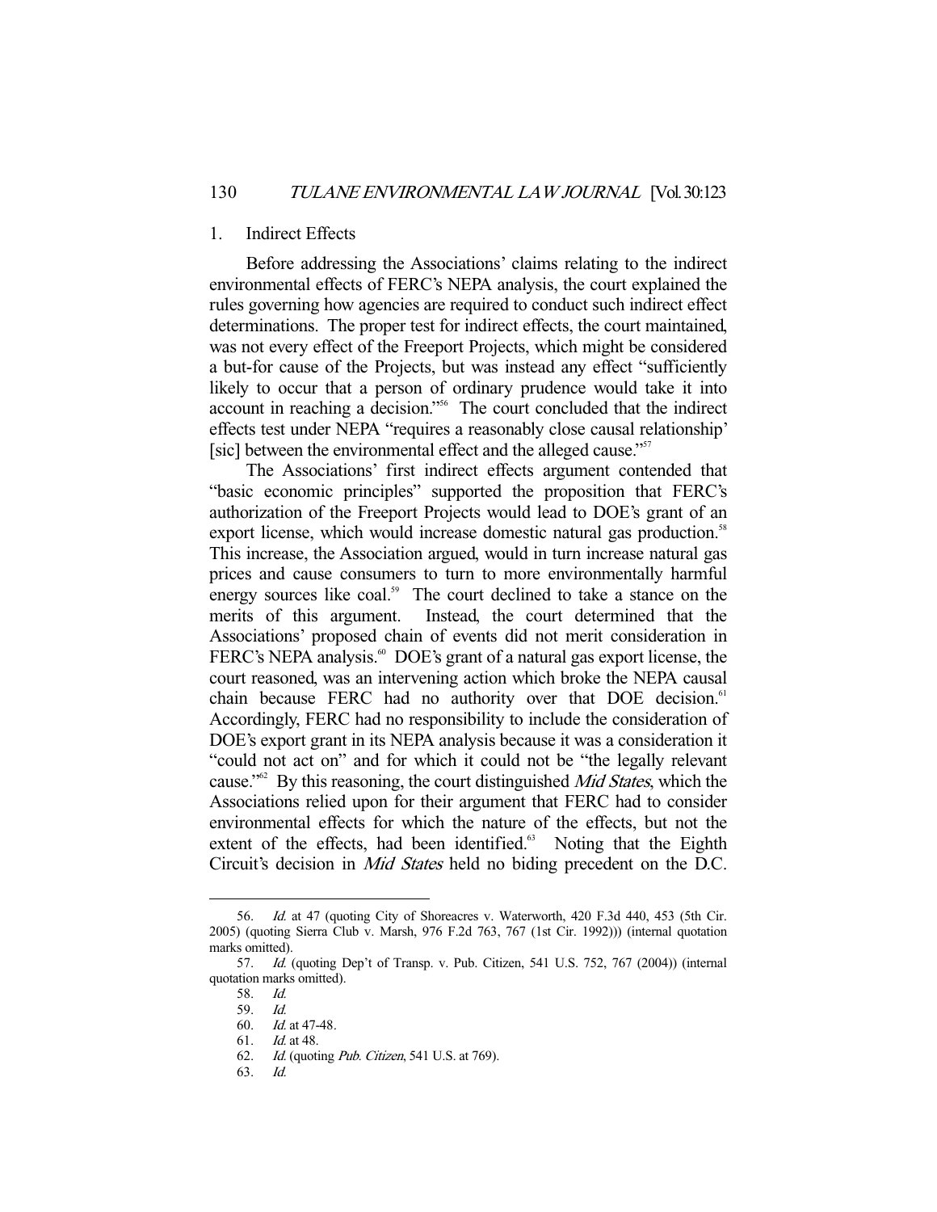### 1. Indirect Effects

Before addressing the Associations' claims relating to the indirect environmental effects of FERC's NEPA analysis, the court explained the rules governing how agencies are required to conduct such indirect effect determinations. The proper test for indirect effects, the court maintained, was not every effect of the Freeport Projects, which might be considered a but-for cause of the Projects, but was instead any effect "sufficiently likely to occur that a person of ordinary prudence would take it into account in reaching a decision."[56] The court concluded that the indirect effects test under NEPA "requires a reasonably close causal relationship' [sic] between the environmental effect and the alleged cause."[57]

The Associations' first indirect effects argument contended that "basic economic principles" supported the proposition that FERC's authorization of the Freeport Projects would lead to DOE's grant of an export license, which would increase domestic natural gas production.[58] This increase, the Association argued, would in turn increase natural gas prices and cause consumers to turn to more environmentally harmful energy sources like coal.[59] The court declined to take a stance on the merits of this argument. Instead, the court determined that the Associations' proposed chain of events did not merit consideration in FERC's NEPA analysis.[60] DOE's grant of a natural gas export license, the court reasoned, was an intervening action which broke the NEPA causal chain because FERC had no authority over that DOE decision.[61] Accordingly, FERC had no responsibility to include the consideration of DOE's export grant in its NEPA analysis because it was a consideration it "could not act on" and for which it could not be "the legally relevant cause."[62] By this reasoning, the court distinguished *Mid States*, which the Associations relied upon for their argument that FERC had to consider environmental effects for which the nature of the effects, but not the extent of the effects, had been identified.[63] Noting that the Eighth Circuit's decision in *Mid States* held no biding precedent on the D.C.

---

56. *Id.* at 47 (quoting City of Shoreacres v. Waterworth, 420 F.3d 440, 453 (5th Cir. 2005) (quoting Sierra Club v. Marsh, 976 F.2d 763, 767 (1st Cir. 1992))) (internal quotation marks omitted).

57. *Id.* (quoting Dep't of Transp. v. Pub. Citizen, 541 U.S. 752, 767 (2004)) (internal quotation marks omitted).

58. *Id.*

59. *Id.*

60. *Id.* at 47-48.

61. *Id.* at 48.

62. *Id.* (quoting *Pub. Citizen*, 541 U.S. at 769).

63. *Id.*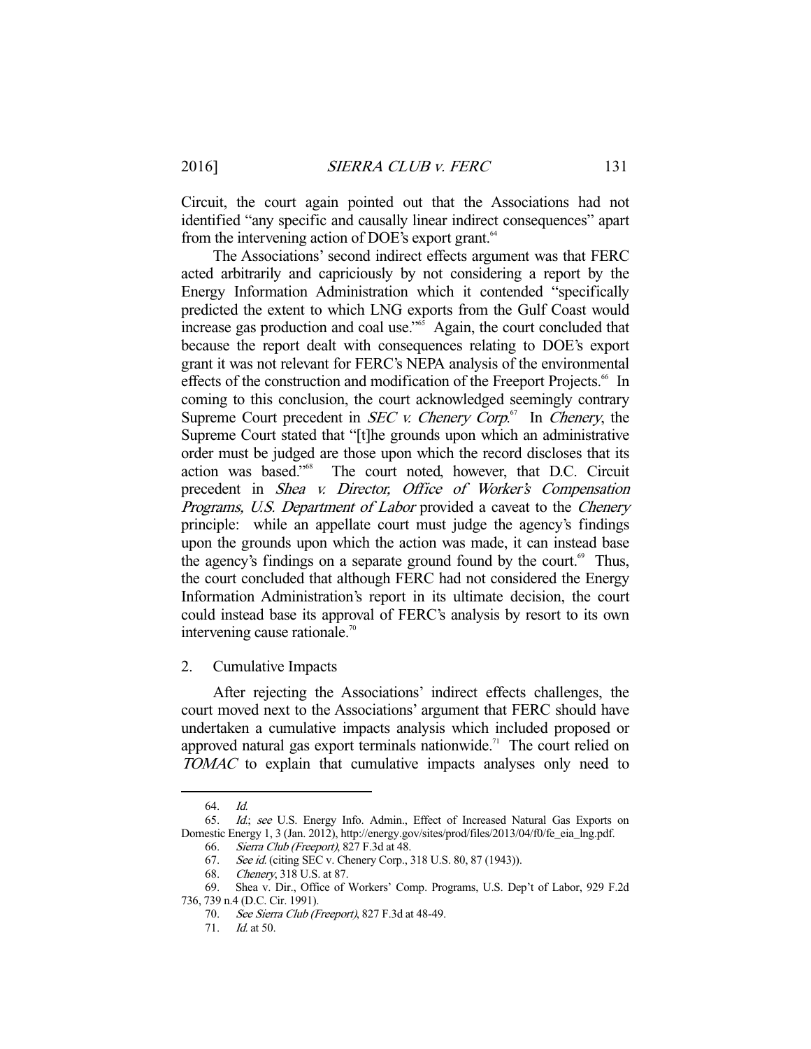Circuit, the court again pointed out that the Associations had not identified "any specific and causally linear indirect consequences" apart from the intervening action of DOE's export grant.[64]

The Associations' second indirect effects argument was that FERC acted arbitrarily and capriciously by not considering a report by the Energy Information Administration which it contended "specifically predicted the extent to which LNG exports from the Gulf Coast would increase gas production and coal use."[65] Again, the court concluded that because the report dealt with consequences relating to DOE's export grant it was not relevant for FERC's NEPA analysis of the environmental effects of the construction and modification of the Freeport Projects.[66] In coming to this conclusion, the court acknowledged seemingly contrary Supreme Court precedent in *SEC v. Chenery Corp.*[67] In *Chenery*, the Supreme Court stated that "[t]he grounds upon which an administrative order must be judged are those upon which the record discloses that its action was based."[68] The court noted, however, that D.C. Circuit precedent in *Shea v. Director, Office of Worker's Compensation Programs, U.S. Department of Labor* provided a caveat to the *Chenery* principle: while an appellate court must judge the agency's findings upon the grounds upon which the action was made, it can instead base the agency's findings on a separate ground found by the court.[69] Thus, the court concluded that although FERC had not considered the Energy Information Administration's report in its ultimate decision, the court could instead base its approval of FERC's analysis by resort to its own intervening cause rationale.[70]

2. Cumulative Impacts

After rejecting the Associations' indirect effects challenges, the court moved next to the Associations' argument that FERC should have undertaken a cumulative impacts analysis which included proposed or approved natural gas export terminals nationwide.[71] The court relied on *TOMAC* to explain that cumulative impacts analyses only need to

---

64. *Id.*

65. *Id.*; *see* U.S. Energy Info. Admin., Effect of Increased Natural Gas Exports on Domestic Energy 1, 3 (Jan. 2012), http://energy.gov/sites/prod/files/2013/04/f0/fe_eia_lng.pdf.

66. *Sierra Club (Freeport)*, 827 F.3d at 48.

67. *See id.* (citing SEC v. Chenery Corp., 318 U.S. 80, 87 (1943)).

68. *Chenery*, 318 U.S. at 87.

69. Shea v. Dir., Office of Workers' Comp. Programs, U.S. Dep't of Labor, 929 F.2d 736, 739 n.4 (D.C. Cir. 1991).

70. *See Sierra Club (Freeport)*, 827 F.3d at 48-49.

71. *Id.* at 50.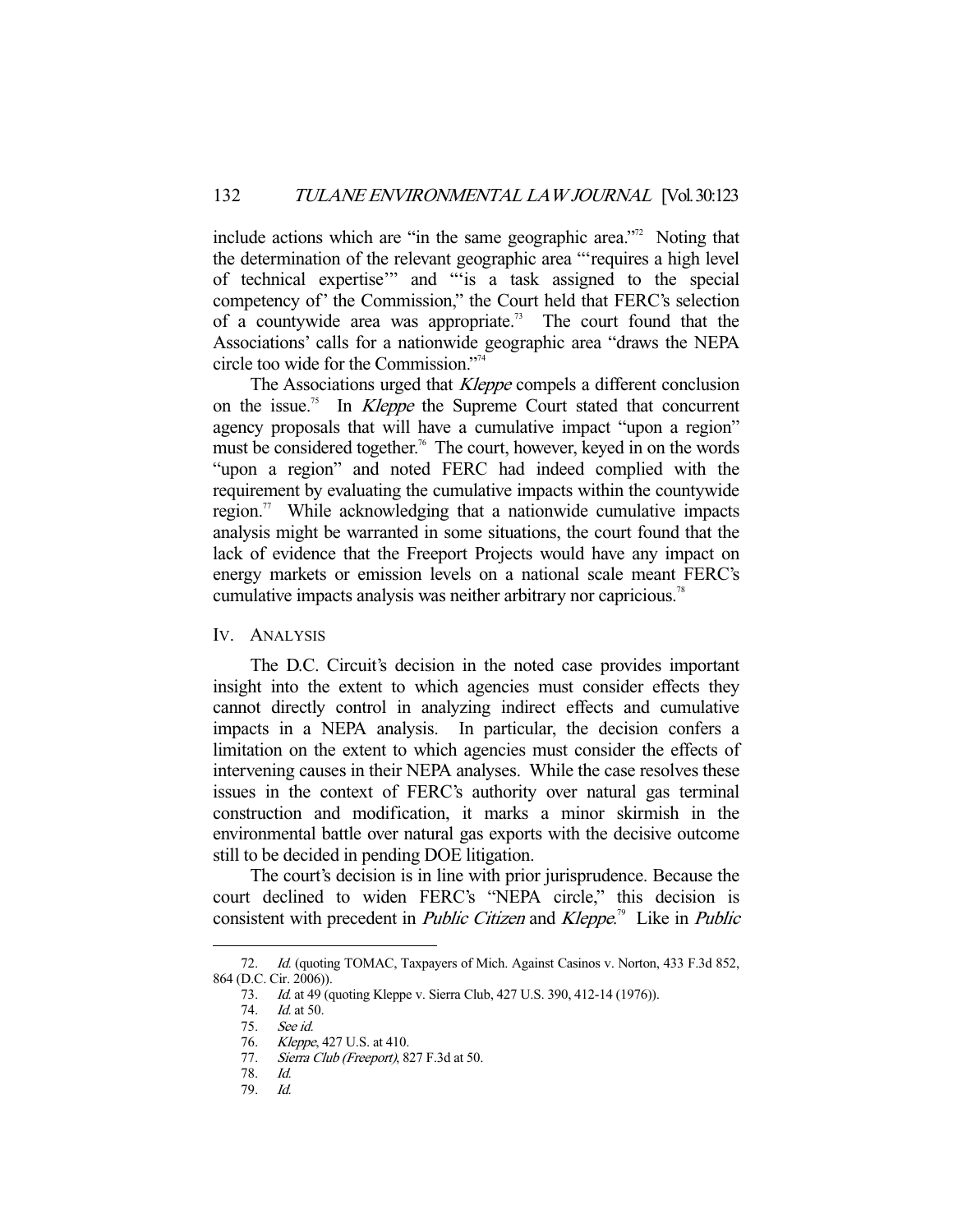include actions which are "in the same geographic area."[72] Noting that the determination of the relevant geographic area "'requires a high level of technical expertise'" and "'is a task assigned to the special competency of' the Commission," the Court held that FERC's selection of a countywide area was appropriate.[73] The court found that the Associations' calls for a nationwide geographic area "draws the NEPA circle too wide for the Commission."[74]

The Associations urged that *Kleppe* compels a different conclusion on the issue.[75] In *Kleppe* the Supreme Court stated that concurrent agency proposals that will have a cumulative impact "upon a region" must be considered together.[76] The court, however, keyed in on the words "upon a region" and noted FERC had indeed complied with the requirement by evaluating the cumulative impacts within the countywide region.[77] While acknowledging that a nationwide cumulative impacts analysis might be warranted in some situations, the court found that the lack of evidence that the Freeport Projects would have any impact on energy markets or emission levels on a national scale meant FERC's cumulative impacts analysis was neither arbitrary nor capricious.[78]

## IV. Analysis

The D.C. Circuit's decision in the noted case provides important insight into the extent to which agencies must consider effects they cannot directly control in analyzing indirect effects and cumulative impacts in a NEPA analysis. In particular, the decision confers a limitation on the extent to which agencies must consider the effects of intervening causes in their NEPA analyses. While the case resolves these issues in the context of FERC's authority over natural gas terminal construction and modification, it marks a minor skirmish in the environmental battle over natural gas exports with the decisive outcome still to be decided in pending DOE litigation.

The court's decision is in line with prior jurisprudence. Because the court declined to widen FERC's "NEPA circle," this decision is consistent with precedent in *Public Citizen* and *Kleppe*.[79] Like in *Public*

---

72. *Id.* (quoting TOMAC, Taxpayers of Mich. Against Casinos v. Norton, 433 F.3d 852, 864 (D.C. Cir. 2006)).

73. *Id.* at 49 (quoting Kleppe v. Sierra Club, 427 U.S. 390, 412-14 (1976)).

74. *Id.* at 50.

75. *See id.*

76. *Kleppe*, 427 U.S. at 410.

77. *Sierra Club (Freeport)*, 827 F.3d at 50.

78. *Id.*

79. *Id.*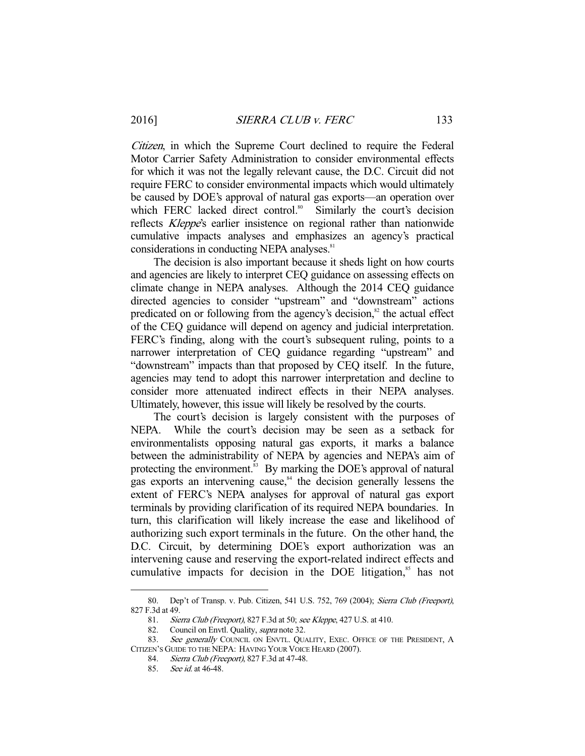*Citizen*, in which the Supreme Court declined to require the Federal Motor Carrier Safety Administration to consider environmental effects for which it was not the legally relevant cause, the D.C. Circuit did not require FERC to consider environmental impacts which would ultimately be caused by DOE's approval of natural gas exports—an operation over which FERC lacked direct control.[80] Similarly the court's decision reflects *Kleppe*'s earlier insistence on regional rather than nationwide cumulative impacts analyses and emphasizes an agency's practical considerations in conducting NEPA analyses.[81]

The decision is also important because it sheds light on how courts and agencies are likely to interpret CEQ guidance on assessing effects on climate change in NEPA analyses. Although the 2014 CEQ guidance directed agencies to consider "upstream" and "downstream" actions predicated on or following from the agency's decision,[82] the actual effect of the CEQ guidance will depend on agency and judicial interpretation. FERC's finding, along with the court's subsequent ruling, points to a narrower interpretation of CEQ guidance regarding "upstream" and "downstream" impacts than that proposed by CEQ itself. In the future, agencies may tend to adopt this narrower interpretation and decline to consider more attenuated indirect effects in their NEPA analyses. Ultimately, however, this issue will likely be resolved by the courts.

The court's decision is largely consistent with the purposes of NEPA. While the court's decision may be seen as a setback for environmentalists opposing natural gas exports, it marks a balance between the administrability of NEPA by agencies and NEPA's aim of protecting the environment.[83] By marking the DOE's approval of natural gas exports an intervening cause,[84] the decision generally lessens the extent of FERC's NEPA analyses for approval of natural gas export terminals by providing clarification of its required NEPA boundaries. In turn, this clarification will likely increase the ease and likelihood of authorizing such export terminals in the future. On the other hand, the D.C. Circuit, by determining DOE's export authorization was an intervening cause and reserving the export-related indirect effects and cumulative impacts for decision in the DOE litigation,[85] has not

---

80. Dep't of Transp. v. Pub. Citizen, 541 U.S. 752, 769 (2004); *Sierra Club (Freeport)*, 827 F.3d at 49.

81. *Sierra Club (Freeport)*, 827 F.3d at 50; *see Kleppe*, 427 U.S. at 410.

82. Council on Envtl. Quality, *supra* note 32.

83. *See generally* COUNCIL ON ENVTL. QUALITY, EXEC. OFFICE OF THE PRESIDENT, A CITIZEN'S GUIDE TO THE NEPA: HAVING YOUR VOICE HEARD (2007).

84. *Sierra Club (Freeport)*, 827 F.3d at 47-48.

85. *See id.* at 46-48.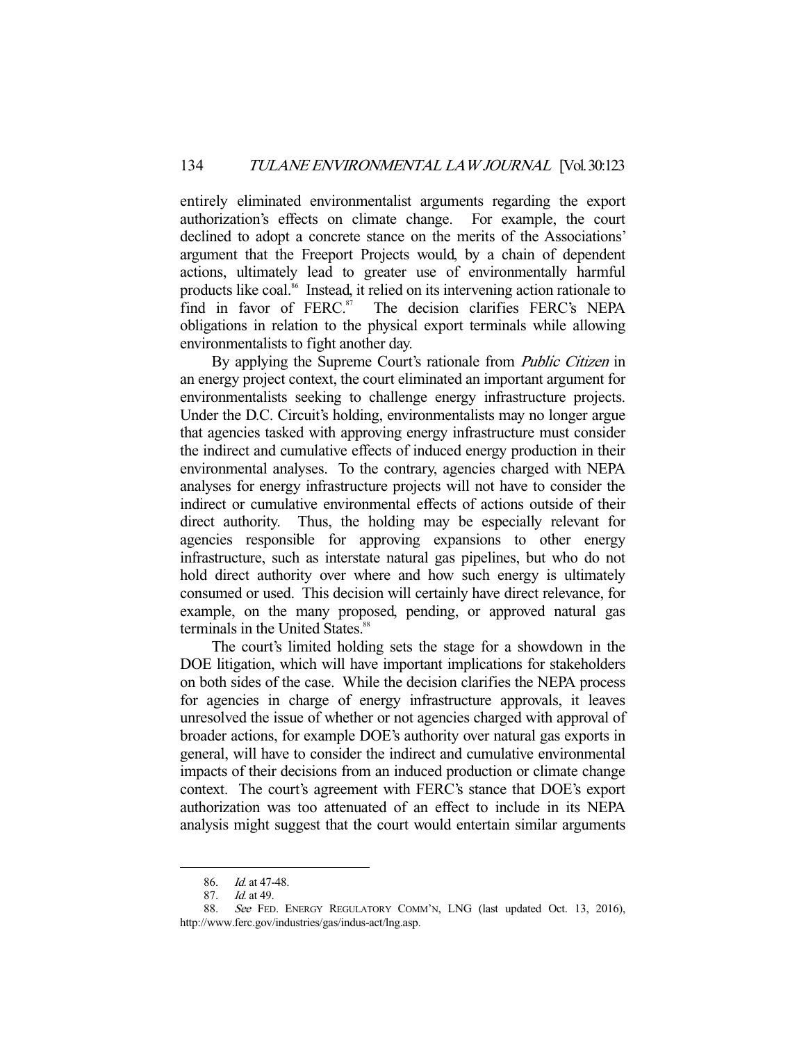entirely eliminated environmentalist arguments regarding the export authorization's effects on climate change. For example, the court declined to adopt a concrete stance on the merits of the Associations' argument that the Freeport Projects would, by a chain of dependent actions, ultimately lead to greater use of environmentally harmful products like coal.[86] Instead, it relied on its intervening action rationale to find in favor of FERC.[87] The decision clarifies FERC's NEPA obligations in relation to the physical export terminals while allowing environmentalists to fight another day.

By applying the Supreme Court's rationale from *Public Citizen* in an energy project context, the court eliminated an important argument for environmentalists seeking to challenge energy infrastructure projects. Under the D.C. Circuit's holding, environmentalists may no longer argue that agencies tasked with approving energy infrastructure must consider the indirect and cumulative effects of induced energy production in their environmental analyses. To the contrary, agencies charged with NEPA analyses for energy infrastructure projects will not have to consider the indirect or cumulative environmental effects of actions outside of their direct authority. Thus, the holding may be especially relevant for agencies responsible for approving expansions to other energy infrastructure, such as interstate natural gas pipelines, but who do not hold direct authority over where and how such energy is ultimately consumed or used. This decision will certainly have direct relevance, for example, on the many proposed, pending, or approved natural gas terminals in the United States.[88]

The court's limited holding sets the stage for a showdown in the DOE litigation, which will have important implications for stakeholders on both sides of the case. While the decision clarifies the NEPA process for agencies in charge of energy infrastructure approvals, it leaves unresolved the issue of whether or not agencies charged with approval of broader actions, for example DOE's authority over natural gas exports in general, will have to consider the indirect and cumulative environmental impacts of their decisions from an induced production or climate change context. The court's agreement with FERC's stance that DOE's export authorization was too attenuated of an effect to include in its NEPA analysis might suggest that the court would entertain similar arguments

---

86. *Id.* at 47-48.

87. *Id.* at 49.

88. *See* FED. ENERGY REGULATORY COMM'N, LNG (last updated Oct. 13, 2016), http://www.ferc.gov/industries/gas/indus-act/lng.asp.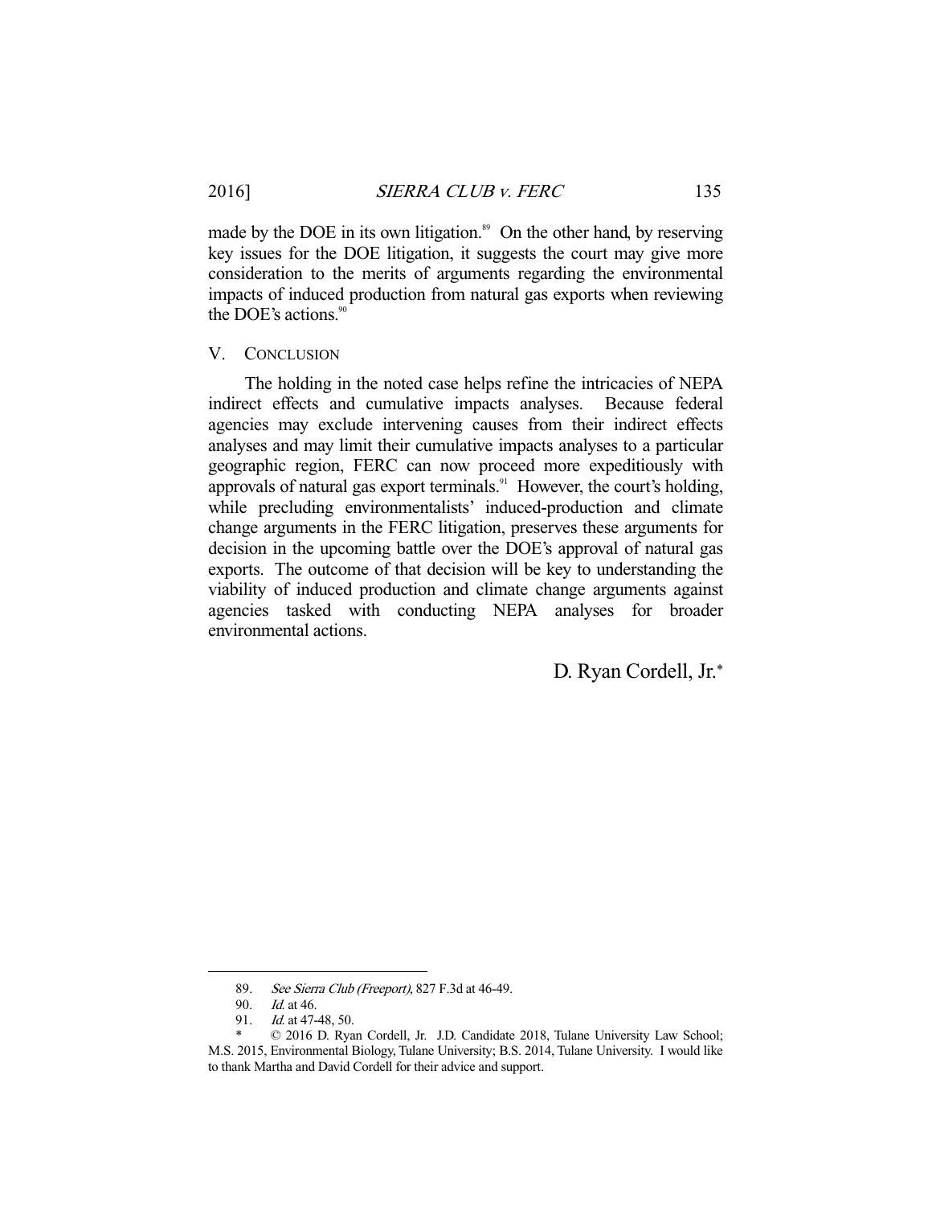made by the DOE in its own litigation.[89] On the other hand, by reserving key issues for the DOE litigation, it suggests the court may give more consideration to the merits of arguments regarding the environmental impacts of induced production from natural gas exports when reviewing the DOE's actions.[90]

## V. CONCLUSION

The holding in the noted case helps refine the intricacies of NEPA indirect effects and cumulative impacts analyses. Because federal agencies may exclude intervening causes from their indirect effects analyses and may limit their cumulative impacts analyses to a particular geographic region, FERC can now proceed more expeditiously with approvals of natural gas export terminals.[91] However, the court's holding, while precluding environmentalists' induced-production and climate change arguments in the FERC litigation, preserves these arguments for decision in the upcoming battle over the DOE's approval of natural gas exports. The outcome of that decision will be key to understanding the viability of induced production and climate change arguments against agencies tasked with conducting NEPA analyses for broader environmental actions.

D. Ryan Cordell, Jr.*

---

89. *See Sierra Club (Freeport)*, 827 F.3d at 46-49.

90. *Id.* at 46.

91. *Id.* at 47-48, 50.

\* © 2016 D. Ryan Cordell, Jr. J.D. Candidate 2018, Tulane University Law School; M.S. 2015, Environmental Biology, Tulane University; B.S. 2014, Tulane University. I would like to thank Martha and David Cordell for their advice and support.